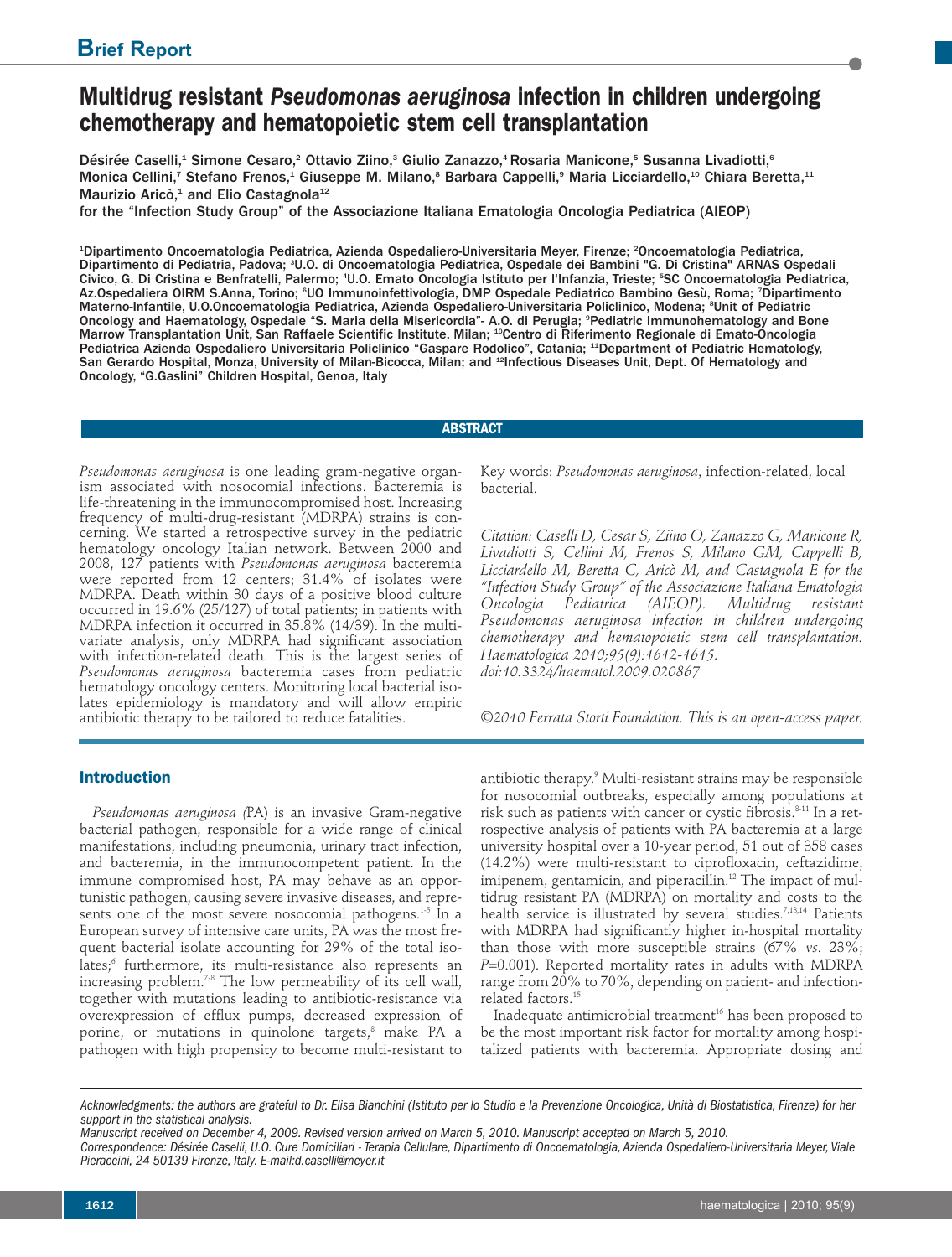Brief Report

# Multidrug resistant *Pseudomonas aeruginosa* infection in children undergoing chemotherapy and hematopoietic stem cell transplantation

Désirée Caselli,[1] Simone Cesaro,[2] Ottavio Ziino,[3] Giulio Zanazzo,[4] Rosaria Manicone,[5] Susanna Livadiotti,[6] Monica Cellini,[7] Stefano Frenos,[1] Giuseppe M. Milano,[8] Barbara Cappelli,[9] Maria Licciardello,[10] Chiara Beretta,[11] Maurizio Aricò,[1] and Elio Castagnola[12]

for the "Infection Study Group" of the Associazione Italiana Ematologia Oncologia Pediatrica (AIEOP)

[1]Dipartimento Oncoematologia Pediatrica, Azienda Ospedaliero-Universitaria Meyer, Firenze; [2]Oncoematologia Pediatrica, Dipartimento di Pediatria, Padova; [3]U.O. di Oncoematologia Pediatrica, Ospedale dei Bambini "G. Di Cristina" ARNAS Ospedali Civico, G. Di Cristina e Benfratelli, Palermo; [4]U.O. Emato Oncologia Istituto per l'Infanzia, Trieste; [5]SC Oncoematologia Pediatrica, Az.Ospedaliera OIRM S.Anna, Torino; [6]UO Immunoinfettivologia, DMP Ospedale Pediatrico Bambino Gesù, Roma; [7]Dipartimento Materno-Infantile, U.O.Oncoematologia Pediatrica, Azienda Ospedaliero-Universitaria Policlinico, Modena; [8]Unit of Pediatric Oncology and Haematology, Ospedale "S. Maria della Misericordia"- A.O. di Perugia; [9]Pediatric Immunohematology and Bone Marrow Transplantation Unit, San Raffaele Scientific Institute, Milan; [10]Centro di Riferimento Regionale di Emato-Oncologia Pediatrica Azienda Ospedaliero Universitaria Policlinico "Gaspare Rodolico", Catania; [11]Department of Pediatric Hematology, San Gerardo Hospital, Monza, University of Milan-Bicocca, Milan; and [12]Infectious Diseases Unit, Dept. Of Hematology and Oncology, "G.Gaslini" Children Hospital, Genoa, Italy

## ABSTRACT

*Pseudomonas aeruginosa* is one leading gram-negative organism associated with nosocomial infections. Bacteremia is life-threatening in the immunocompromised host. Increasing frequency of multi-drug-resistant (MDRPA) strains is concerning. We started a retrospective survey in the pediatric hematology oncology Italian network. Between 2000 and 2008, 127 patients with *Pseudomonas aeruginosa* bacteremia were reported from 12 centers; 31.4% of isolates were MDRPA. Death within 30 days of a positive blood culture occurred in 19.6% (25/127) of total patients; in patients with MDRPA infection it occurred in 35.8% (14/39). In the multivariate analysis, only MDRPA had significant association with infection-related death. This is the largest series of *Pseudomonas aeruginosa* bacteremia cases from pediatric hematology oncology centers. Monitoring local bacterial isolates epidemiology is mandatory and will allow empiric antibiotic therapy to be tailored to reduce fatalities.

Key words: *Pseudomonas aeruginosa*, infection-related, local bacterial.

*Citation: Caselli D, Cesar S, Ziino O, Zanazzo G, Manicone R, Livadiotti S, Cellini M, Frenos S, Milano GM, Cappelli B, Licciardello M, Beretta C, Aricò M, and Castagnola E for the "Infection Study Group" of the Associazione Italiana Ematologia Oncologia Pediatrica (AIEOP). Multidrug resistant Pseudomonas aeruginosa infection in children undergoing chemotherapy and hematopoietic stem cell transplantation. Haematologica 2010;95(9):1612-1615. doi:10.3324/haematol.2009.020867*

*©2010 Ferrata Storti Foundation. This is an open-access paper.*

## Introduction

*Pseudomonas aeruginosa (*PA) is an invasive Gram-negative bacterial pathogen, responsible for a wide range of clinical manifestations, including pneumonia, urinary tract infection, and bacteremia, in the immunocompetent patient. In the immune compromised host, PA may behave as an opportunistic pathogen, causing severe invasive diseases, and represents one of the most severe nosocomial pathogens.[1-5] In a European survey of intensive care units, PA was the most frequent bacterial isolate accounting for 29% of the total isolates;[6] furthermore, its multi-resistance also represents an increasing problem.[7-8] The low permeability of its cell wall, together with mutations leading to antibiotic-resistance via overexpression of efflux pumps, decreased expression of porine, or mutations in quinolone targets,[8] make PA a pathogen with high propensity to become multi-resistant to antibiotic therapy.[9] Multi-resistant strains may be responsible for nosocomial outbreaks, especially among populations at risk such as patients with cancer or cystic fibrosis.[8-11] In a retrospective analysis of patients with PA bacteremia at a large university hospital over a 10-year period, 51 out of 358 cases (14.2%) were multi-resistant to ciprofloxacin, ceftazidime, imipenem, gentamicin, and piperacillin.[12] The impact of multidrug resistant PA (MDRPA) on mortality and costs to the health service is illustrated by several studies.[7,13,14] Patients with MDRPA had significantly higher in-hospital mortality than those with more susceptible strains (67% *vs.* 23%; *P*=0.001). Reported mortality rates in adults with MDRPA range from 20% to 70%, depending on patient- and infection-related factors.[15]

Inadequate antimicrobial treatment[16] has been proposed to be the most important risk factor for mortality among hospitalized patients with bacteremia. Appropriate dosing and

*Acknowledgments: the authors are grateful to Dr. Elisa Bianchini (Istituto per lo Studio e la Prevenzione Oncologica, Unità di Biostatistica, Firenze) for her support in the statistical analysis.*

*Manuscript received on December 4, 2009. Revised version arrived on March 5, 2010. Manuscript accepted on March 5, 2010.*

*Correspondence: Désirée Caselli, U.O. Cure Domiciliari - Terapia Cellulare, Dipartimento di Oncoematologia, Azienda Ospedaliero-Universitaria Meyer, Viale Pieraccini, 24 50139 Firenze, Italy. E-mail:d.caselli@meyer.it*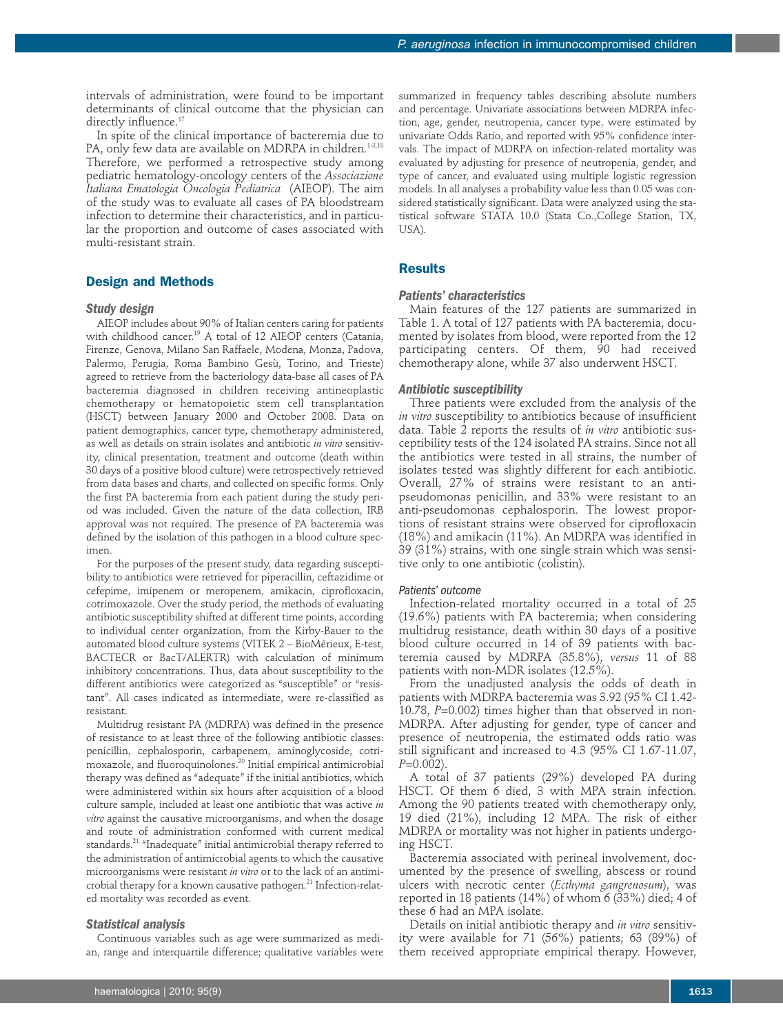intervals of administration, were found to be important determinants of clinical outcome that the physician can directly influence.[17]

In spite of the clinical importance of bacteremia due to PA, only few data are available on MDRPA in children.[1-3,18] Therefore, we performed a retrospective study among pediatric hematology-oncology centers of the *Associazione Italiana Ematologia Oncologia Pediatrica* (AIEOP). The aim of the study was to evaluate all cases of PA bloodstream infection to determine their characteristics, and in particular the proportion and outcome of cases associated with multi-resistant strain.

## Design and Methods

### Study design

AIEOP includes about 90% of Italian centers caring for patients with childhood cancer.[19] A total of 12 AIEOP centers (Catania, Firenze, Genova, Milano San Raffaele, Modena, Monza, Padova, Palermo, Perugia, Roma Bambino Gesù, Torino, and Trieste) agreed to retrieve from the bacteriology data-base all cases of PA bacteremia diagnosed in children receiving antineoplastic chemotherapy or hematopoietic stem cell transplantation (HSCT) between January 2000 and October 2008. Data on patient demographics, cancer type, chemotherapy administered, as well as details on strain isolates and antibiotic *in vitro* sensitivity, clinical presentation, treatment and outcome (death within 30 days of a positive blood culture) were retrospectively retrieved from data bases and charts, and collected on specific forms. Only the first PA bacteremia from each patient during the study period was included. Given the nature of the data collection, IRB approval was not required. The presence of PA bacteremia was defined by the isolation of this pathogen in a blood culture specimen.

For the purposes of the present study, data regarding susceptibility to antibiotics were retrieved for piperacillin, ceftazidime or cefepime, imipenem or meropenem, amikacin, ciprofloxacin, cotrimoxazole. Over the study period, the methods of evaluating antibiotic susceptibility shifted at different time points, according to individual center organization, from the Kirby-Bauer to the automated blood culture systems (VITEK 2 – BioMérieux, E-test, BACTECR or BacT/ALERTR) with calculation of minimum inhibitory concentrations. Thus, data about susceptibility to the different antibiotics were categorized as "susceptible" or "resistant". All cases indicated as intermediate, were re-classified as resistant.

Multidrug resistant PA (MDRPA) was defined in the presence of resistance to at least three of the following antibiotic classes: penicillin, cephalosporin, carbapenem, aminoglycoside, cotrimoxazole, and fluoroquinolones.[20] Initial empirical antimicrobial therapy was defined as "adequate" if the initial antibiotics, which were administered within six hours after acquisition of a blood culture sample, included at least one antibiotic that was active *in vitro* against the causative microorganisms, and when the dosage and route of administration conformed with current medical standards.[21] "Inadequate" initial antimicrobial therapy referred to the administration of antimicrobial agents to which the causative microorganisms were resistant *in vitro* or to the lack of an antimicrobial therapy for a known causative pathogen.[21] Infection-related mortality was recorded as event.

### Statistical analysis

Continuous variables such as age were summarized as median, range and interquartile difference; qualitative variables were summarized in frequency tables describing absolute numbers and percentage. Univariate associations between MDRPA infection, age, gender, neutropenia, cancer type, were estimated by univariate Odds Ratio, and reported with 95% confidence intervals. The impact of MDRPA on infection-related mortality was evaluated by adjusting for presence of neutropenia, gender, and type of cancer, and evaluated using multiple logistic regression models. In all analyses a probability value less than 0.05 was considered statistically significant. Data were analyzed using the statistical software STATA 10.0 (Stata Co.,College Station, TX, USA).

## Results

### Patients' characteristics

Main features of the 127 patients are summarized in Table 1. A total of 127 patients with PA bacteremia, documented by isolates from blood, were reported from the 12 participating centers. Of them, 90 had received chemotherapy alone, while 37 also underwent HSCT.

### Antibiotic susceptibility

Three patients were excluded from the analysis of the *in vitro* susceptibility to antibiotics because of insufficient data. Table 2 reports the results of *in vitro* antibiotic susceptibility tests of the 124 isolated PA strains. Since not all the antibiotics were tested in all strains, the number of isolates tested was slightly different for each antibiotic. Overall, 27% of strains were resistant to an anti-pseudomonas penicillin, and 33% were resistant to an anti-pseudomonas cephalosporin. The lowest proportions of resistant strains were observed for ciprofloxacin (18%) and amikacin (11%). An MDRPA was identified in 39 (31%) strains, with one single strain which was sensitive only to one antibiotic (colistin).

### Patients' outcome

Infection-related mortality occurred in a total of 25 (19.6%) patients with PA bacteremia; when considering multidrug resistance, death within 30 days of a positive blood culture occurred in 14 of 39 patients with bacteremia caused by MDRPA (35.8%), *versus* 11 of 88 patients with non-MDR isolates (12.5%).

From the unadjusted analysis the odds of death in patients with MDRPA bacteremia was 3.92 (95% CI 1.42-10.78, $P$=0.002) times higher than that observed in non-MDRPA. After adjusting for gender, type of cancer and presence of neutropenia, the estimated odds ratio was still significant and increased to 4.3 (95% CI 1.67-11.07, $P$=0.002).

A total of 37 patients (29%) developed PA during HSCT. Of them 6 died, 3 with MPA strain infection. Among the 90 patients treated with chemotherapy only, 19 died (21%), including 12 MPA. The risk of either MDRPA or mortality was not higher in patients undergoing HSCT.

Bacteremia associated with perineal involvement, documented by the presence of swelling, abscess or round ulcers with necrotic center (*Ecthyma gangrenosum*), was reported in 18 patients (14%) of whom 6 (33%) died; 4 of these 6 had an MPA isolate.

Details on initial antibiotic therapy and *in vitro* sensitivity were available for 71 (56%) patients; 63 (89%) of them received appropriate empirical therapy. However,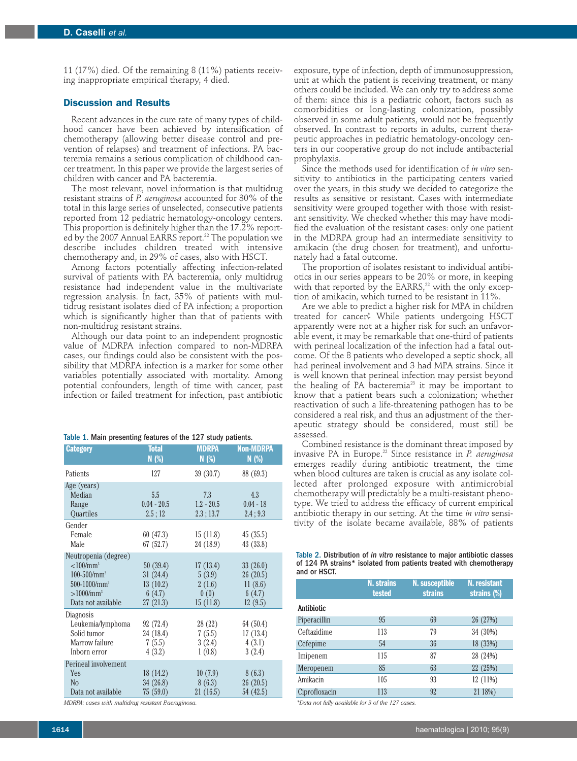11 (17%) died. Of the remaining 8 (11%) patients receiving inappropriate empirical therapy, 4 died.

## Discussion and Results

Recent advances in the cure rate of many types of childhood cancer have been achieved by intensification of chemotherapy (allowing better disease control and prevention of relapses) and treatment of infections. PA bacteremia remains a serious complication of childhood cancer treatment. In this paper we provide the largest series of children with cancer and PA bacteremia.

The most relevant, novel information is that multidrug resistant strains of *P. aeruginosa* accounted for 30% of the total in this large series of unselected, consecutive patients reported from 12 pediatric hematology-oncology centers. This proportion is definitely higher than the 17.2% reported by the 2007 Annual EARRS report.[22] The population we describe includes children treated with intensive chemotherapy and, in 29% of cases, also with HSCT.

Among factors potentially affecting infection-related survival of patients with PA bacteremia, only multidrug resistance had independent value in the multivariate regression analysis. In fact, 35% of patients with multidrug resistant isolates died of PA infection; a proportion which is significantly higher than that of patients with non-multidrug resistant strains.

Although our data point to an independent prognostic value of MDRPA infection compared to non-MDRPA cases, our findings could also be consistent with the possibility that MDRPA infection is a marker for some other variables potentially associated with mortality. Among potential confounders, length of time with cancer, past infection or failed treatment for infection, past antibiotic exposure, type of infection, depth of immunosuppression, unit at which the patient is receiving treatment, or many others could be included. We can only try to address some of them: since this is a pediatric cohort, factors such as comorbidities or long-lasting colonization, possibly observed in some adult patients, would not be frequently observed. In contrast to reports in adults, current therapeutic approaches in pediatric hematology-oncology centers in our cooperative group do not include antibacterial prophylaxis.

Since the methods used for identification of *in vitro* sensitivity to antibiotics in the participating centers varied over the years, in this study we decided to categorize the results as sensitive or resistant. Cases with intermediate sensitivity were grouped together with those with resistant sensitivity. We checked whether this may have modified the evaluation of the resistant cases: only one patient in the MDRPA group had an intermediate sensitivity to amikacin (the drug chosen for treatment), and unfortunately had a fatal outcome.

The proportion of isolates resistant to individual antibiotics in our series appears to be 20% or more, in keeping with that reported by the EARRS,[22] with the only exception of amikacin, which turned to be resistant in 11%.

Are we able to predict a higher risk for MPA in children treated for cancer? While patients undergoing HSCT apparently were not at a higher risk for such an unfavorable event, it may be remarkable that one-third of patients with perineal localization of the infection had a fatal outcome. Of the 8 patients who developed a septic shock, all had perineal involvement and 3 had MPA strains. Since it is well known that perineal infection may persist beyond the healing of PA bacteremia[23] it may be important to know that a patient bears such a colonization; whether reactivation of such a life-threatening pathogen has to be considered a real risk, and thus an adjustment of the therapeutic strategy should be considered, must still be assessed.

Combined resistance is the dominant threat imposed by invasive PA in Europe.[22] Since resistance in *P. aeruginosa* emerges readily during antibiotic treatment, the time when blood cultures are taken is crucial as any isolate collected after prolonged exposure with antimicrobial chemotherapy will predictably be a multi-resistant phenotype. We tried to address the efficacy of current empirical antibiotic therapy in our setting. At the time *in vitro* sensitivity of the isolate became available, 88% of patients

**Table 1.** Main presenting features of the 127 study patients.

| Category | Total N (%) | MDRPA N (%) | Non-MDRPA N (%) |
|---|---|---|---|
| Patients | 127 | 39 (30.7) | 88 (69.3) |
| Age (years) | | | |
| Median | 5.5 | 7.3 | 4.3 |
| Range | 0.04 - 20.5 | 1.2 - 20.5 | 0.04 - 18 |
| Quartiles | 2.5 ; 12 | 2.3 ; 13.7 | 2.4 ; 9.3 |
| Gender | | | |
| Female | 60 (47.3) | 15 (11.8) | 45 (35.5) |
| Male | 67 (52.7) | 24 (18.9) | 43 (33.8) |
| Neutropenia (degree) | | | |
| <100/mm³ | 50 (39.4) | 17 (13.4) | 33 (26.0) |
| 100-500/mm³ | 31 (24.4) | 5 (3.9) | 26 (20.5) |
| 500-1000/mm³ | 13 (10.2) | 2 (1.6) | 11 (8.6) |
| >1000/mm³ | 6 (4.7) | 0 (0) | 6 (4.7) |
| Data not available | 27 (21.3) | 15 (11.8) | 12 (9.5) |
| Diagnosis | | | |
| Leukemia/lymphoma | 92 (72.4) | 28 (22) | 64 (50.4) |
| Solid tumor | 24 (18.4) | 7 (5.5) | 17 (13.4) |
| Marrow failure | 7 (5.5) | 3 (2.4) | 4 (3.1) |
| Inborn error | 4 (3.2) | 1 (0.8) | 3 (2.4) |
| Perineal involvement | | | |
| Yes | 18 (14.2) | 10 (7.9) | 8 (6.3) |
| No | 34 (26.8) | 8 (6.3) | 26 (20.5) |
| Data not available | 75 (59.0) | 21 (16.5) | 54 (42.5) |

*MDRPA: cases with multidrug resistant P.aeruginosa.*

**Table 2.** Distribution of *in vitro* resistance to major antibiotic classes of 124 PA strains* isolated from patients treated with chemotherapy and or HSCT.

| Antibiotic | N. strains tested | N. susceptible strains | N. resistant strains (%) |
|---|---|---|---|
| Piperacillin | 95 | 69 | 26 (27%) |
| Ceftazidime | 113 | 79 | 34 (30%) |
| Cefepime | 54 | 36 | 18 (33%) |
| Imipenem | 115 | 87 | 28 (24%) |
| Meropenem | 85 | 63 | 22 (25%) |
| Amikacin | 105 | 93 | 12 (11%) |
| Ciprofloxacin | 113 | 92 | 21 18%) |

*\*Data not fully available for 3 of the 127 cases.*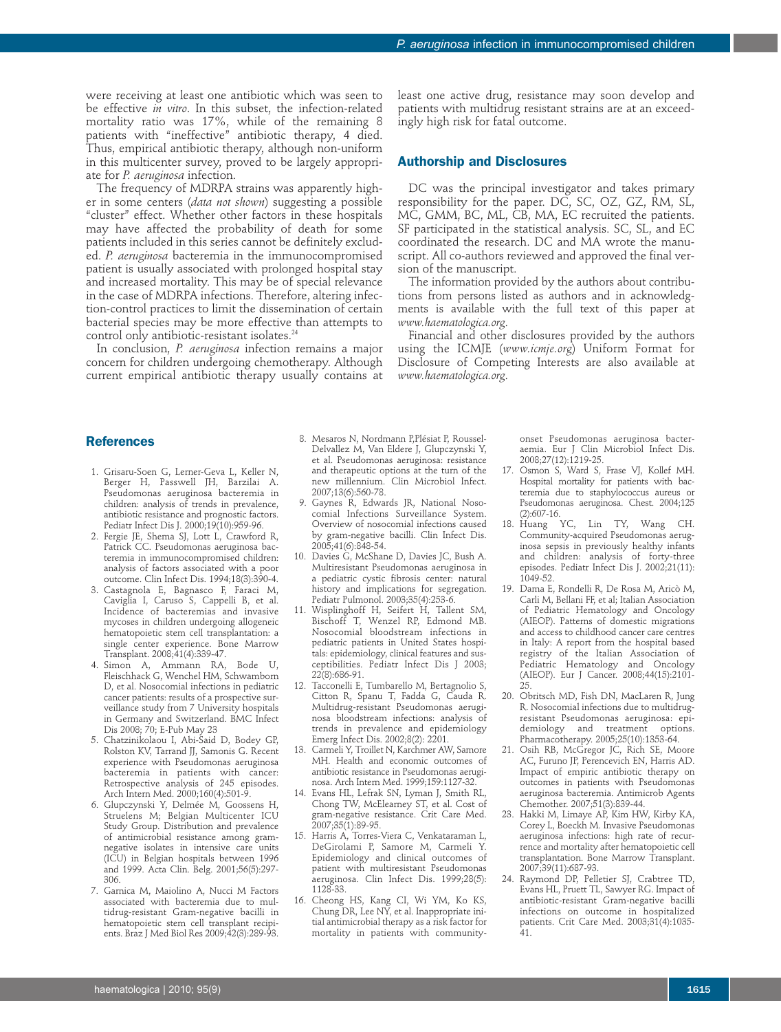were receiving at least one antibiotic which was seen to be effective *in vitro*. In this subset, the infection-related mortality ratio was 17%, while of the remaining 8 patients with "ineffective" antibiotic therapy, 4 died. Thus, empirical antibiotic therapy, although non-uniform in this multicenter survey, proved to be largely appropriate for *P. aeruginosa* infection.

The frequency of MDRPA strains was apparently higher in some centers (*data not shown*) suggesting a possible "cluster" effect. Whether other factors in these hospitals may have affected the probability of death for some patients included in this series cannot be definitely excluded. *P. aeruginosa* bacteremia in the immunocompromised patient is usually associated with prolonged hospital stay and increased mortality. This may be of special relevance in the case of MDRPA infections. Therefore, altering infection-control practices to limit the dissemination of certain bacterial species may be more effective than attempts to control only antibiotic-resistant isolates.[24]

In conclusion, *P. aeruginosa* infection remains a major concern for children undergoing chemotherapy. Although current empirical antibiotic therapy usually contains at least one active drug, resistance may soon develop and patients with multidrug resistant strains are at an exceedingly high risk for fatal outcome.

## Authorship and Disclosures

DC was the principal investigator and takes primary responsibility for the paper. DC, SC, OZ, GZ, RM, SL, MC, GMM, BC, ML, CB, MA, EC recruited the patients. SF participated in the statistical analysis. SC, SL, and EC coordinated the research. DC and MA wrote the manuscript. All co-authors reviewed and approved the final version of the manuscript.

The information provided by the authors about contributions from persons listed as authors and in acknowledgments is available with the full text of this paper at *www.haematologica.org*.

Financial and other disclosures provided by the authors using the ICMJE (*www.icmje.org*) Uniform Format for Disclosure of Competing Interests are also available at *www.haematologica.org*.

## References

1. Grisaru-Soen G, Lerner-Geva L, Keller N, Berger H, Passwell JH, Barzilai A. Pseudomonas aeruginosa bacteremia in children: analysis of trends in prevalence, antibiotic resistance and prognostic factors. Pediatr Infect Dis J. 2000;19(10):959-96.
2. Fergie JE, Shema SJ, Lott L, Crawford R, Patrick CC. Pseudomonas aeruginosa bacteremia in immunocompromised children: analysis of factors associated with a poor outcome. Clin Infect Dis. 1994;18(3):390-4.
3. Castagnola E, Bagnasco F, Faraci M, Caviglia I, Caruso S, Cappelli B, et al. Incidence of bacteremias and invasive mycoses in children undergoing allogeneic hematopoietic stem cell transplantation: a single center experience. Bone Marrow Transplant. 2008;41(4):339-47.
4. Simon A, Ammann RA, Bode U, Fleischhack G, Wenchel HM, Schwamborn D, et al. Nosocomial infections in pediatric cancer patients: results of a prospective surveillance study from 7 University hospitals in Germany and Switzerland. BMC Infect Dis 2008; 70; E-Pub May 23
5. Chatzinikolaou I, Abi-Said D, Bodey GP, Rolston KV, Tarrand JJ, Samonis G. Recent experience with Pseudomonas aeruginosa bacteremia in patients with cancer: Retrospective analysis of 245 episodes. Arch Intern Med. 2000;160(4):501-9.
6. Glupczynski Y, Delmée M, Goossens H, Struelens M; Belgian Multicenter ICU Study Group. Distribution and prevalence of antimicrobial resistance among gram-negative isolates in intensive care units (ICU) in Belgian hospitals between 1996 and 1999. Acta Clin. Belg. 2001;56(5):297-306.
7. Garnica M, Maiolino A, Nucci M Factors associated with bacteremia due to multidrug-resistant Gram-negative bacilli in hematopoietic stem cell transplant recipients. Braz J Med Biol Res 2009;42(3):289-93.
8. Mesaros N, Nordmann P,Plésiat P, Roussel-Delvallez M, Van Eldere J, Glupczynski Y, et al. Pseudomonas aeruginosa: resistance and therapeutic options at the turn of the new millennium. Clin Microbiol Infect. 2007;13(6):560-78.
9. Gaynes R, Edwards JR, National Nosocomial Infections Surveillance System. Overview of nosocomial infections caused by gram-negative bacilli. Clin Infect Dis. 2005;41(6):848-54.
10. Davies G, McShane D, Davies JC, Bush A. Multiresistant Pseudomonas aeruginosa in a pediatric cystic fibrosis center: natural history and implications for segregation. Pediatr Pulmonol. 2003;35(4):253-6.
11. Wisplinghoff H, Seifert H, Tallent SM, Bischoff T, Wenzel RP, Edmond MB. Nosocomial bloodstream infections in pediatric patients in United States hospitals: epidemiology, clinical features and susceptibilities. Pediatr Infect Dis J 2003; 22(8):686-91.
12. Tacconelli E, Tumbarello M, Bertagnolio S, Citton R, Spanu T, Fadda G, Cauda R. Multidrug-resistant Pseudomonas aeruginosa bloodstream infections: analysis of trends in prevalence and epidemiology Emerg Infect Dis. 2002;8(2): 2201.
13. Carmeli Y, Troillet N, Karchmer AW, Samore MH. Health and economic outcomes of antibiotic resistance in Pseudomonas aeruginosa. Arch Intern Med. 1999;159:1127-32.
14. Evans HL, Lefrak SN, Lyman J, Smith RL, Chong TW, McElearney ST, et al. Cost of gram-negative resistance. Crit Care Med. 2007;35(1):89-95.
15. Harris A, Torres-Viera C, Venkataraman L, DeGirolami P, Samore M, Carmeli Y. Epidemiology and clinical outcomes of patient with multiresistant Pseudomonas aeruginosa. Clin Infect Dis. 1999;28(5): 1128-33.
16. Cheong HS, Kang CI, Wi YM, Ko KS, Chung DR, Lee NY, et al. Inappropriate initial antimicrobial therapy as a risk factor for mortality in patients with community-onset Pseudomonas aeruginosa bacteraemia. Eur J Clin Microbiol Infect Dis. 2008;27(12):1219-25.
17. Osmon S, Ward S, Frase VJ, Kollef MH. Hospital mortality for patients with bacteremia due to staphylococcus aureus or Pseudomonas aeruginosa. Chest. 2004;125 (2):607-16.
18. Huang YC, Lin TY, Wang CH. Community-acquired Pseudomonas aeruginosa sepsis in previously healthy infants and children: analysis of forty-three episodes. Pediatr Infect Dis J. 2002;21(11): 1049-52.
19. Dama E, Rondelli R, De Rosa M, Aricò M, Carli M, Bellani FF, et al; Italian Association of Pediatric Hematology and Oncology (AIEOP). Patterns of domestic migrations and access to childhood cancer care centres in Italy: A report from the hospital based registry of the Italian Association of Pediatric Hematology and Oncology (AIEOP). Eur J Cancer. 2008;44(15):2101-25.
20. Obritsch MD, Fish DN, MacLaren R, Jung R. Nosocomial infections due to multidrug-resistant Pseudomonas aeruginosa: epidemiology and treatment options. Pharmacotherapy. 2005;25(10):1353-64.
21. Osih RB, McGregor JC, Rich SE, Moore AC, Furuno JP, Perencevich EN, Harris AD. Impact of empiric antibiotic therapy on outcomes in patients with Pseudomonas aeruginosa bacteremia. Antimicrob Agents Chemother. 2007;51(3):839-44.
23. Hakki M, Limaye AP, Kim HW, Kirby KA, Corey L, Boeckh M. Invasive Pseudomonas aeruginosa infections: high rate of recurrence and mortality after hematopoietic cell transplantation. Bone Marrow Transplant. 2007;39(11):687-93.
24. Raymond DP, Pelletier SJ, Crabtree TD, Evans HL, Pruett TL, Sawyer RG. Impact of antibiotic-resistant Gram-negative bacilli infections on outcome in hospitalized patients. Crit Care Med. 2003;31(4):1035-41.